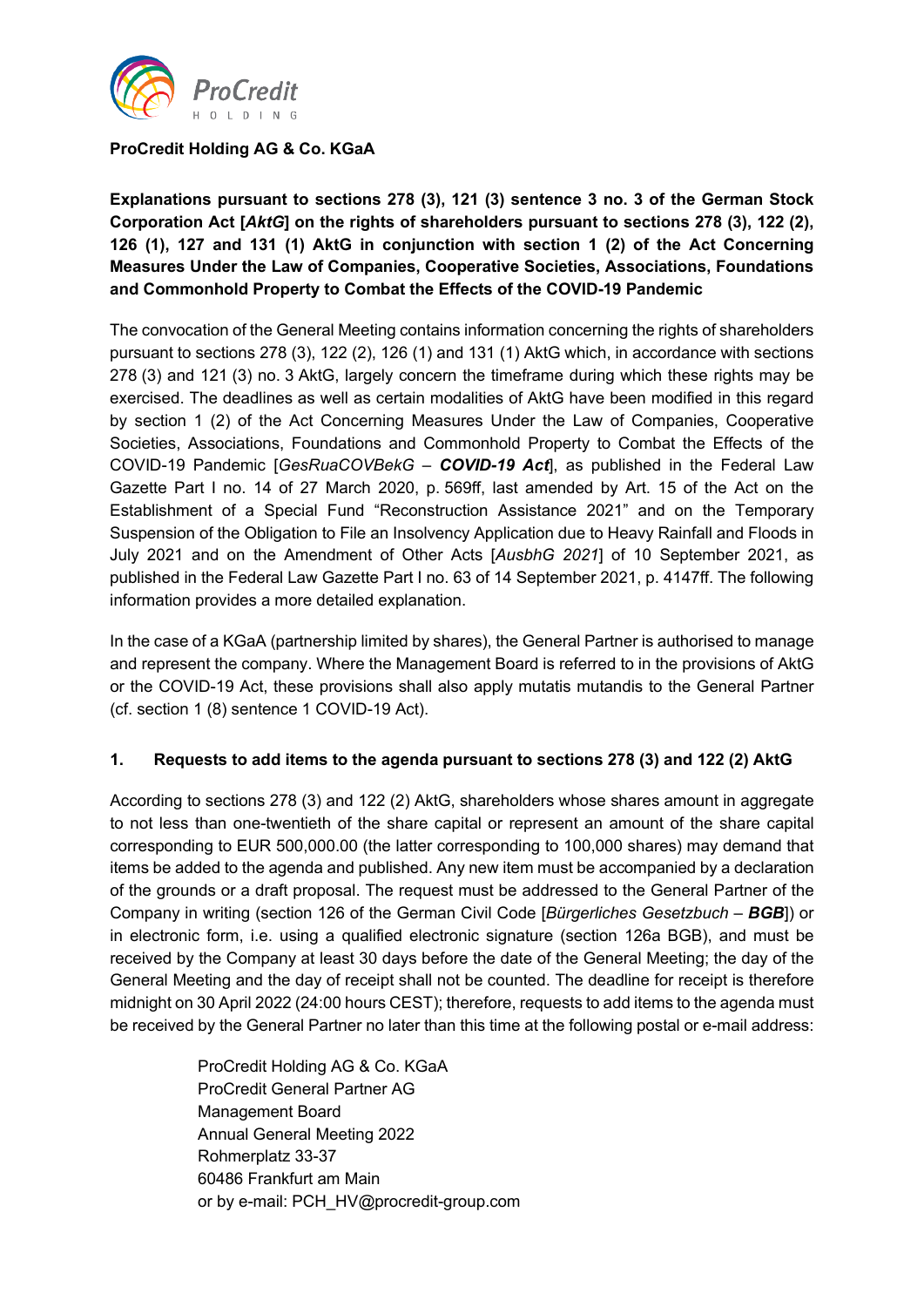**ProCredit Holding AG & Co. KGaA**

**Explanations pursuant to sections 278 (3), 121 (3) sentence 3 no. 3 of the German Stock Corporation Act [*AktG*] on the rights of shareholders pursuant to sections 278 (3), 122 (2), 126 (1), 127 and 131 (1) AktG in conjunction with section 1 (2) of the Act Concerning Measures Under the Law of Companies, Cooperative Societies, Associations, Foundations and Commonhold Property to Combat the Effects of the COVID-19 Pandemic**

The convocation of the General Meeting contains information concerning the rights of shareholders pursuant to sections 278 (3), 122 (2), 126 (1) and 131 (1) AktG which, in accordance with sections 278 (3) and 121 (3) no. 3 AktG, largely concern the timeframe during which these rights may be exercised. The deadlines as well as certain modalities of AktG have been modified in this regard by section 1 (2) of the Act Concerning Measures Under the Law of Companies, Cooperative Societies, Associations, Foundations and Commonhold Property to Combat the Effects of the COVID-19 Pandemic [*GesRuaCOVBekG* – ***COVID-19 Act***], as published in the Federal Law Gazette Part I no. 14 of 27 March 2020, p. 569ff, last amended by Art. 15 of the Act on the Establishment of a Special Fund "Reconstruction Assistance 2021" and on the Temporary Suspension of the Obligation to File an Insolvency Application due to Heavy Rainfall and Floods in July 2021 and on the Amendment of Other Acts [*AusbhG 2021*] of 10 September 2021, as published in the Federal Law Gazette Part I no. 63 of 14 September 2021, p. 4147ff. The following information provides a more detailed explanation.

In the case of a KGaA (partnership limited by shares), the General Partner is authorised to manage and represent the company. Where the Management Board is referred to in the provisions of AktG or the COVID-19 Act, these provisions shall also apply mutatis mutandis to the General Partner (cf. section 1 (8) sentence 1 COVID-19 Act).

## 1. Requests to add items to the agenda pursuant to sections 278 (3) and 122 (2) AktG

According to sections 278 (3) and 122 (2) AktG, shareholders whose shares amount in aggregate to not less than one-twentieth of the share capital or represent an amount of the share capital corresponding to EUR 500,000.00 (the latter corresponding to 100,000 shares) may demand that items be added to the agenda and published. Any new item must be accompanied by a declaration of the grounds or a draft proposal. The request must be addressed to the General Partner of the Company in writing (section 126 of the German Civil Code [*Bürgerliches Gesetzbuch* – ***BGB***]) or in electronic form, i.e. using a qualified electronic signature (section 126a BGB), and must be received by the Company at least 30 days before the date of the General Meeting; the day of the General Meeting and the day of receipt shall not be counted. The deadline for receipt is therefore midnight on 30 April 2022 (24:00 hours CEST); therefore, requests to add items to the agenda must be received by the General Partner no later than this time at the following postal or e-mail address:

ProCredit Holding AG & Co. KGaA
ProCredit General Partner AG
Management Board
Annual General Meeting 2022
Rohmerplatz 33-37
60486 Frankfurt am Main
or by e-mail: PCH_HV@procredit-group.com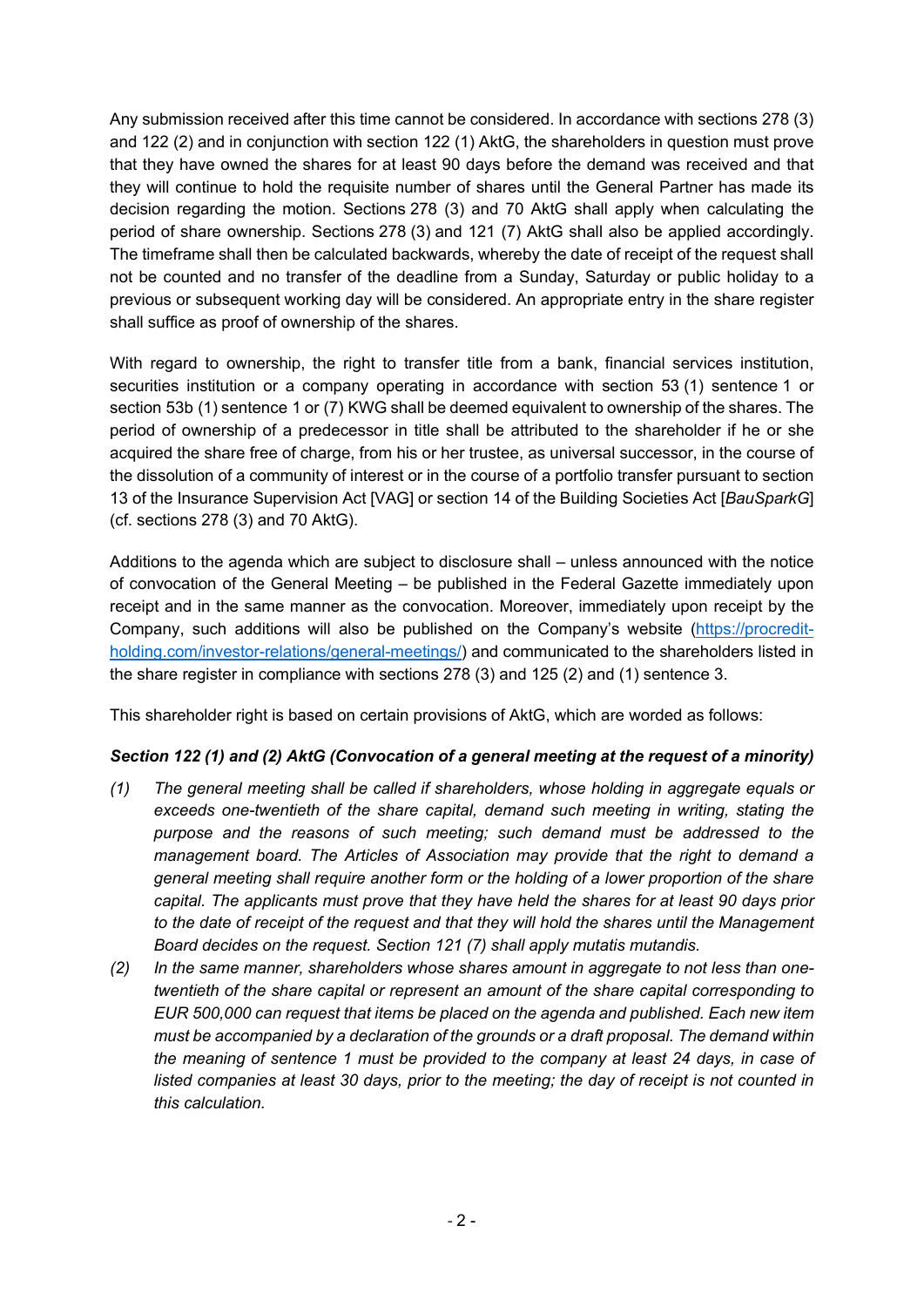Any submission received after this time cannot be considered. In accordance with sections 278 (3) and 122 (2) and in conjunction with section 122 (1) AktG, the shareholders in question must prove that they have owned the shares for at least 90 days before the demand was received and that they will continue to hold the requisite number of shares until the General Partner has made its decision regarding the motion. Sections 278 (3) and 70 AktG shall apply when calculating the period of share ownership. Sections 278 (3) and 121 (7) AktG shall also be applied accordingly. The timeframe shall then be calculated backwards, whereby the date of receipt of the request shall not be counted and no transfer of the deadline from a Sunday, Saturday or public holiday to a previous or subsequent working day will be considered. An appropriate entry in the share register shall suffice as proof of ownership of the shares.

With regard to ownership, the right to transfer title from a bank, financial services institution, securities institution or a company operating in accordance with section 53 (1) sentence 1 or section 53b (1) sentence 1 or (7) KWG shall be deemed equivalent to ownership of the shares. The period of ownership of a predecessor in title shall be attributed to the shareholder if he or she acquired the share free of charge, from his or her trustee, as universal successor, in the course of the dissolution of a community of interest or in the course of a portfolio transfer pursuant to section 13 of the Insurance Supervision Act [VAG] or section 14 of the Building Societies Act [*BauSparkG*] (cf. sections 278 (3) and 70 AktG).

Additions to the agenda which are subject to disclosure shall – unless announced with the notice of convocation of the General Meeting – be published in the Federal Gazette immediately upon receipt and in the same manner as the convocation. Moreover, immediately upon receipt by the Company, such additions will also be published on the Company's website (https://procredit-holding.com/investor-relations/general-meetings/) and communicated to the shareholders listed in the share register in compliance with sections 278 (3) and 125 (2) and (1) sentence 3.

This shareholder right is based on certain provisions of AktG, which are worded as follows:

***Section 122 (1) and (2) AktG (Convocation of a general meeting at the request of a minority)***

*(1) The general meeting shall be called if shareholders, whose holding in aggregate equals or exceeds one-twentieth of the share capital, demand such meeting in writing, stating the purpose and the reasons of such meeting; such demand must be addressed to the management board. The Articles of Association may provide that the right to demand a general meeting shall require another form or the holding of a lower proportion of the share capital. The applicants must prove that they have held the shares for at least 90 days prior to the date of receipt of the request and that they will hold the shares until the Management Board decides on the request. Section 121 (7) shall apply mutatis mutandis.*

*(2) In the same manner, shareholders whose shares amount in aggregate to not less than one-twentieth of the share capital or represent an amount of the share capital corresponding to EUR 500,000 can request that items be placed on the agenda and published. Each new item must be accompanied by a declaration of the grounds or a draft proposal. The demand within the meaning of sentence 1 must be provided to the company at least 24 days, in case of listed companies at least 30 days, prior to the meeting; the day of receipt is not counted in this calculation.*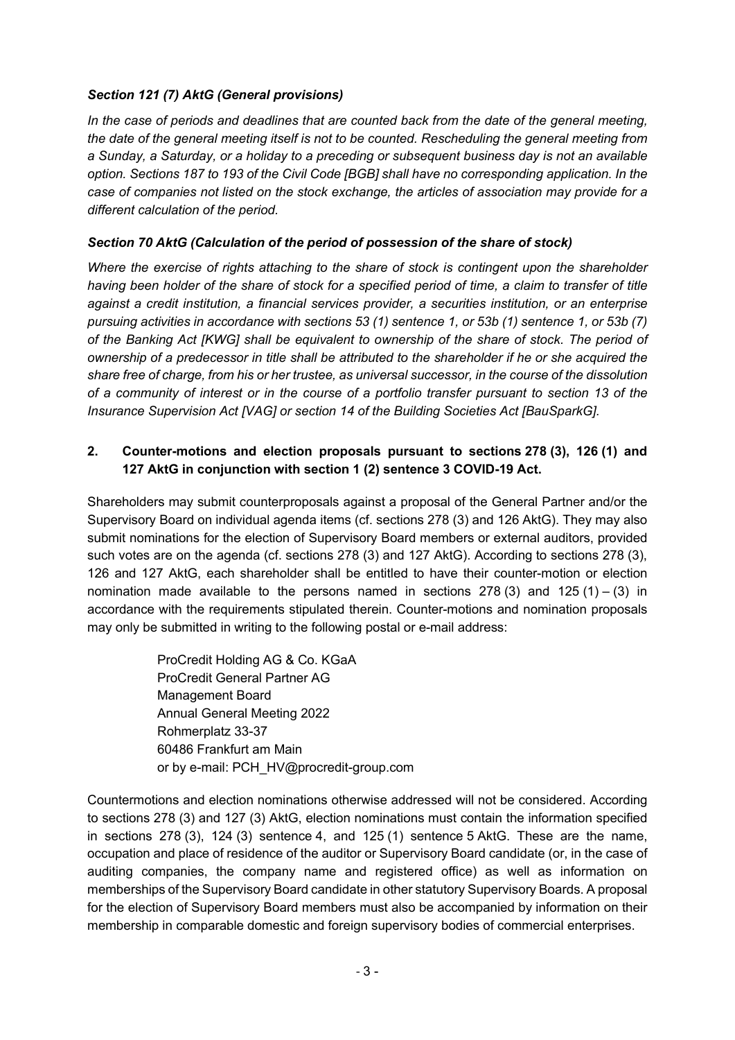### *Section 121 (7) AktG (General provisions)*

*In the case of periods and deadlines that are counted back from the date of the general meeting, the date of the general meeting itself is not to be counted. Rescheduling the general meeting from a Sunday, a Saturday, or a holiday to a preceding or subsequent business day is not an available option. Sections 187 to 193 of the Civil Code [BGB] shall have no corresponding application. In the case of companies not listed on the stock exchange, the articles of association may provide for a different calculation of the period.*

### *Section 70 AktG (Calculation of the period of possession of the share of stock)*

*Where the exercise of rights attaching to the share of stock is contingent upon the shareholder having been holder of the share of stock for a specified period of time, a claim to transfer of title against a credit institution, a financial services provider, a securities institution, or an enterprise pursuing activities in accordance with sections 53 (1) sentence 1, or 53b (1) sentence 1, or 53b (7) of the Banking Act [KWG] shall be equivalent to ownership of the share of stock. The period of ownership of a predecessor in title shall be attributed to the shareholder if he or she acquired the share free of charge, from his or her trustee, as universal successor, in the course of the dissolution of a community of interest or in the course of a portfolio transfer pursuant to section 13 of the Insurance Supervision Act [VAG] or section 14 of the Building Societies Act [BauSparkG].*

## 2. Counter-motions and election proposals pursuant to sections 278 (3), 126 (1) and 127 AktG in conjunction with section 1 (2) sentence 3 COVID-19 Act.

Shareholders may submit counterproposals against a proposal of the General Partner and/or the Supervisory Board on individual agenda items (cf. sections 278 (3) and 126 AktG). They may also submit nominations for the election of Supervisory Board members or external auditors, provided such votes are on the agenda (cf. sections 278 (3) and 127 AktG). According to sections 278 (3), 126 and 127 AktG, each shareholder shall be entitled to have their counter-motion or election nomination made available to the persons named in sections 278 (3) and 125 (1) – (3) in accordance with the requirements stipulated therein. Counter-motions and nomination proposals may only be submitted in writing to the following postal or e-mail address:

ProCredit Holding AG & Co. KGaA
ProCredit General Partner AG
Management Board
Annual General Meeting 2022
Rohmerplatz 33-37
60486 Frankfurt am Main
or by e-mail: PCH_HV@procredit-group.com

Countermotions and election nominations otherwise addressed will not be considered. According to sections 278 (3) and 127 (3) AktG, election nominations must contain the information specified in sections 278 (3), 124 (3) sentence 4, and 125 (1) sentence 5 AktG. These are the name, occupation and place of residence of the auditor or Supervisory Board candidate (or, in the case of auditing companies, the company name and registered office) as well as information on memberships of the Supervisory Board candidate in other statutory Supervisory Boards. A proposal for the election of Supervisory Board members must also be accompanied by information on their membership in comparable domestic and foreign supervisory bodies of commercial enterprises.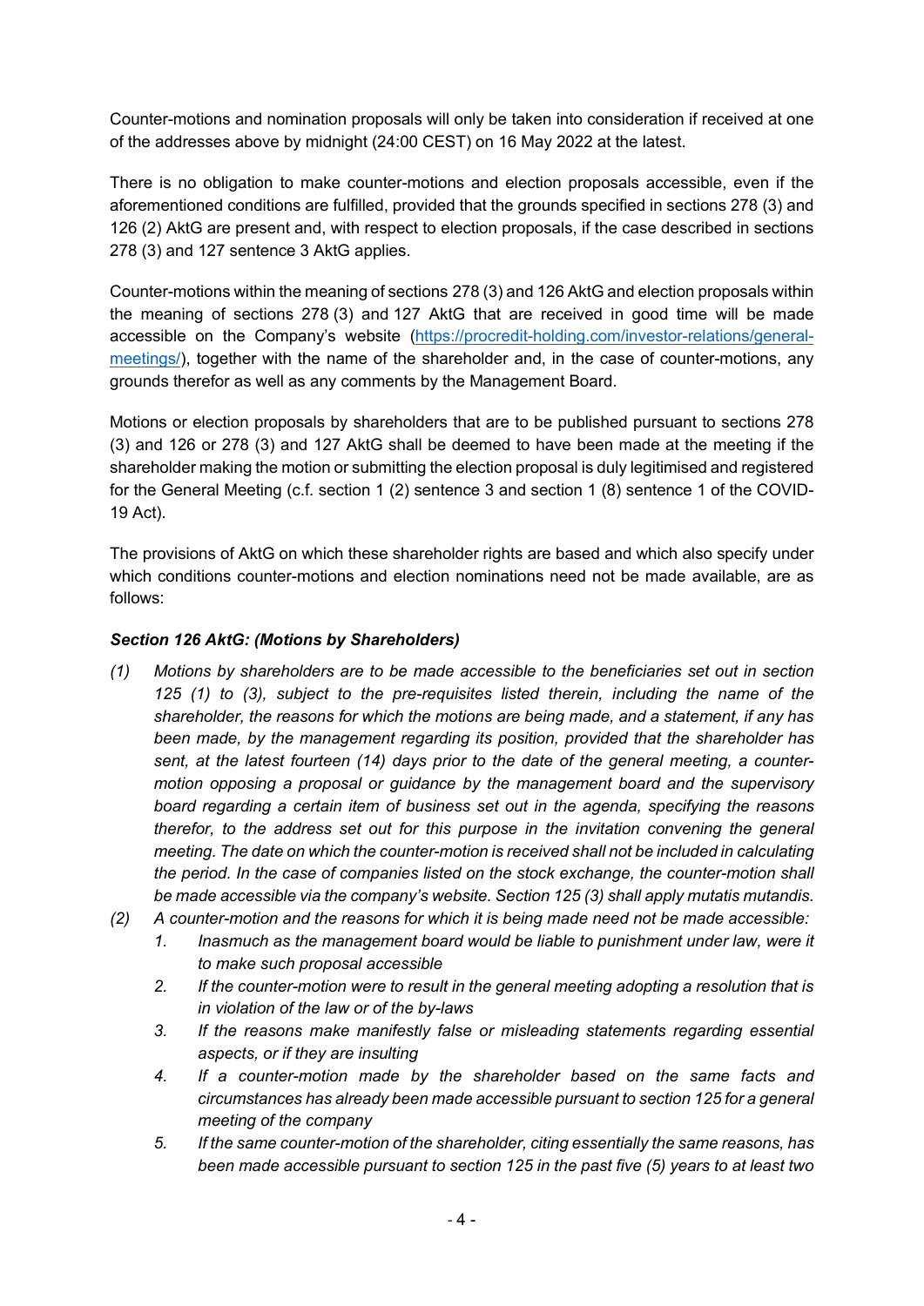Counter-motions and nomination proposals will only be taken into consideration if received at one of the addresses above by midnight (24:00 CEST) on 16 May 2022 at the latest.

There is no obligation to make counter-motions and election proposals accessible, even if the aforementioned conditions are fulfilled, provided that the grounds specified in sections 278 (3) and 126 (2) AktG are present and, with respect to election proposals, if the case described in sections 278 (3) and 127 sentence 3 AktG applies.

Counter-motions within the meaning of sections 278 (3) and 126 AktG and election proposals within the meaning of sections 278 (3) and 127 AktG that are received in good time will be made accessible on the Company's website (https://procredit-holding.com/investor-relations/general-meetings/), together with the name of the shareholder and, in the case of counter-motions, any grounds therefor as well as any comments by the Management Board.

Motions or election proposals by shareholders that are to be published pursuant to sections 278 (3) and 126 or 278 (3) and 127 AktG shall be deemed to have been made at the meeting if the shareholder making the motion or submitting the election proposal is duly legitimised and registered for the General Meeting (c.f. section 1 (2) sentence 3 and section 1 (8) sentence 1 of the COVID-19 Act).

The provisions of AktG on which these shareholder rights are based and which also specify under which conditions counter-motions and election nominations need not be made available, are as follows:

***Section 126 AktG: (Motions by Shareholders)***

*(1) Motions by shareholders are to be made accessible to the beneficiaries set out in section 125 (1) to (3), subject to the pre-requisites listed therein, including the name of the shareholder, the reasons for which the motions are being made, and a statement, if any has been made, by the management regarding its position, provided that the shareholder has sent, at the latest fourteen (14) days prior to the date of the general meeting, a counter-motion opposing a proposal or guidance by the management board and the supervisory board regarding a certain item of business set out in the agenda, specifying the reasons therefor, to the address set out for this purpose in the invitation convening the general meeting. The date on which the counter-motion is received shall not be included in calculating the period. In the case of companies listed on the stock exchange, the counter-motion shall be made accessible via the company's website. Section 125 (3) shall apply mutatis mutandis.*

*(2) A counter-motion and the reasons for which it is being made need not be made accessible:*

1. *Inasmuch as the management board would be liable to punishment under law, were it to make such proposal accessible*
2. *If the counter-motion were to result in the general meeting adopting a resolution that is in violation of the law or of the by-laws*
3. *If the reasons make manifestly false or misleading statements regarding essential aspects, or if they are insulting*
4. *If a counter-motion made by the shareholder based on the same facts and circumstances has already been made accessible pursuant to section 125 for a general meeting of the company*
5. *If the same counter-motion of the shareholder, citing essentially the same reasons, has been made accessible pursuant to section 125 in the past five (5) years to at least two*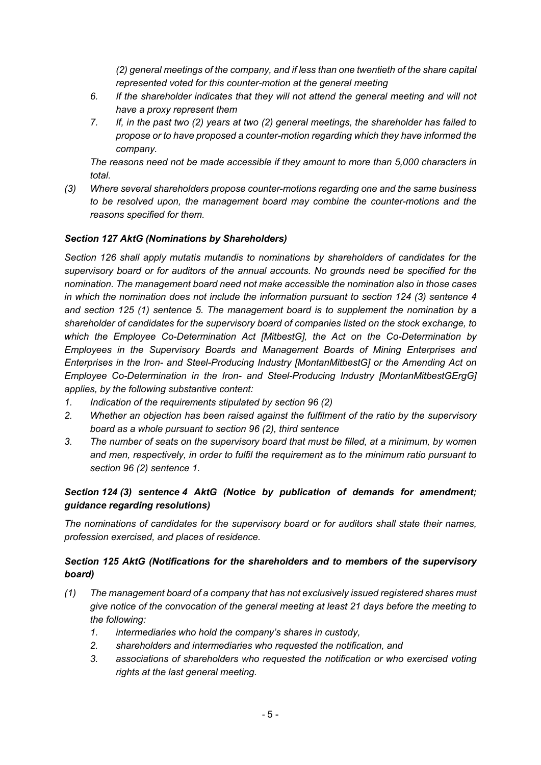*(2) general meetings of the company, and if less than one twentieth of the share capital represented voted for this counter-motion at the general meeting*

6. *If the shareholder indicates that they will not attend the general meeting and will not have a proxy represent them*
7. *If, in the past two (2) years at two (2) general meetings, the shareholder has failed to propose or to have proposed a counter-motion regarding which they have informed the company.*

*The reasons need not be made accessible if they amount to more than 5,000 characters in total.*

*(3) Where several shareholders propose counter-motions regarding one and the same business to be resolved upon, the management board may combine the counter-motions and the reasons specified for them.*

### *Section 127 AktG (Nominations by Shareholders)*

*Section 126 shall apply mutatis mutandis to nominations by shareholders of candidates for the supervisory board or for auditors of the annual accounts. No grounds need be specified for the nomination. The management board need not make accessible the nomination also in those cases in which the nomination does not include the information pursuant to section 124 (3) sentence 4 and section 125 (1) sentence 5. The management board is to supplement the nomination by a shareholder of candidates for the supervisory board of companies listed on the stock exchange, to which the Employee Co-Determination Act [MitbestG], the Act on the Co-Determination by Employees in the Supervisory Boards and Management Boards of Mining Enterprises and Enterprises in the Iron- and Steel-Producing Industry [MontanMitbestG] or the Amending Act on Employee Co-Determination in the Iron- and Steel-Producing Industry [MontanMitbestGErgG] applies, by the following substantive content:*

1. *Indication of the requirements stipulated by section 96 (2)*
2. *Whether an objection has been raised against the fulfilment of the ratio by the supervisory board as a whole pursuant to section 96 (2), third sentence*
3. *The number of seats on the supervisory board that must be filled, at a minimum, by women and men, respectively, in order to fulfil the requirement as to the minimum ratio pursuant to section 96 (2) sentence 1.*

### *Section 124 (3) sentence 4 AktG (Notice by publication of demands for amendment; guidance regarding resolutions)*

*The nominations of candidates for the supervisory board or for auditors shall state their names, profession exercised, and places of residence.*

### *Section 125 AktG (Notifications for the shareholders and to members of the supervisory board)*

*(1) The management board of a company that has not exclusively issued registered shares must give notice of the convocation of the general meeting at least 21 days before the meeting to the following:*

1. *intermediaries who hold the company's shares in custody,*
2. *shareholders and intermediaries who requested the notification, and*
3. *associations of shareholders who requested the notification or who exercised voting rights at the last general meeting.*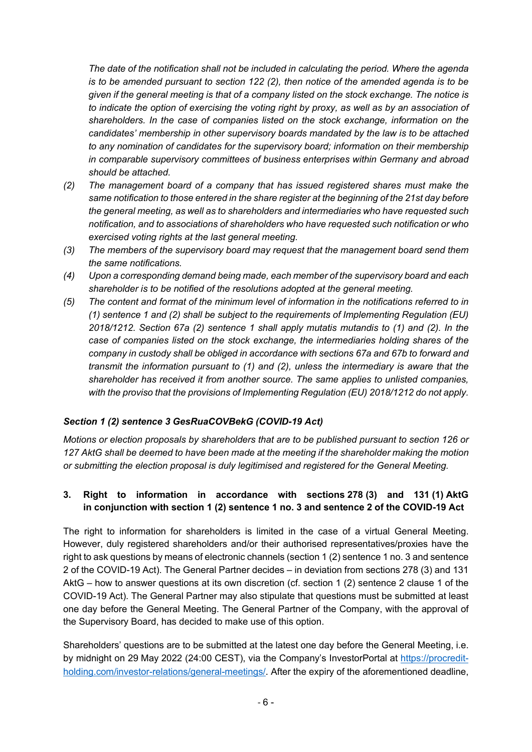*The date of the notification shall not be included in calculating the period. Where the agenda is to be amended pursuant to section 122 (2), then notice of the amended agenda is to be given if the general meeting is that of a company listed on the stock exchange. The notice is to indicate the option of exercising the voting right by proxy, as well as by an association of shareholders. In the case of companies listed on the stock exchange, information on the candidates' membership in other supervisory boards mandated by the law is to be attached to any nomination of candidates for the supervisory board; information on their membership in comparable supervisory committees of business enterprises within Germany and abroad should be attached.*

*(2) The management board of a company that has issued registered shares must make the same notification to those entered in the share register at the beginning of the 21st day before the general meeting, as well as to shareholders and intermediaries who have requested such notification, and to associations of shareholders who have requested such notification or who exercised voting rights at the last general meeting.*

*(3) The members of the supervisory board may request that the management board send them the same notifications.*

*(4) Upon a corresponding demand being made, each member of the supervisory board and each shareholder is to be notified of the resolutions adopted at the general meeting.*

*(5) The content and format of the minimum level of information in the notifications referred to in (1) sentence 1 and (2) shall be subject to the requirements of Implementing Regulation (EU) 2018/1212. Section 67a (2) sentence 1 shall apply mutatis mutandis to (1) and (2). In the case of companies listed on the stock exchange, the intermediaries holding shares of the company in custody shall be obliged in accordance with sections 67a and 67b to forward and transmit the information pursuant to (1) and (2), unless the intermediary is aware that the shareholder has received it from another source. The same applies to unlisted companies, with the proviso that the provisions of Implementing Regulation (EU) 2018/1212 do not apply.*

***Section 1 (2) sentence 3 GesRuaCOVBekG (COVID-19 Act)***

*Motions or election proposals by shareholders that are to be published pursuant to section 126 or 127 AktG shall be deemed to have been made at the meeting if the shareholder making the motion or submitting the election proposal is duly legitimised and registered for the General Meeting.*

## 3. Right to information in accordance with sections 278 (3) and 131 (1) AktG in conjunction with section 1 (2) sentence 1 no. 3 and sentence 2 of the COVID-19 Act

The right to information for shareholders is limited in the case of a virtual General Meeting. However, duly registered shareholders and/or their authorised representatives/proxies have the right to ask questions by means of electronic channels (section 1 (2) sentence 1 no. 3 and sentence 2 of the COVID-19 Act). The General Partner decides – in deviation from sections 278 (3) and 131 AktG – how to answer questions at its own discretion (cf. section 1 (2) sentence 2 clause 1 of the COVID-19 Act). The General Partner may also stipulate that questions must be submitted at least one day before the General Meeting. The General Partner of the Company, with the approval of the Supervisory Board, has decided to make use of this option.

Shareholders' questions are to be submitted at the latest one day before the General Meeting, i.e. by midnight on 29 May 2022 (24:00 CEST), via the Company's InvestorPortal at [https://procredit-holding.com/investor-relations/general-meetings/](https://procredit-holding.com/investor-relations/general-meetings/). After the expiry of the aforementioned deadline,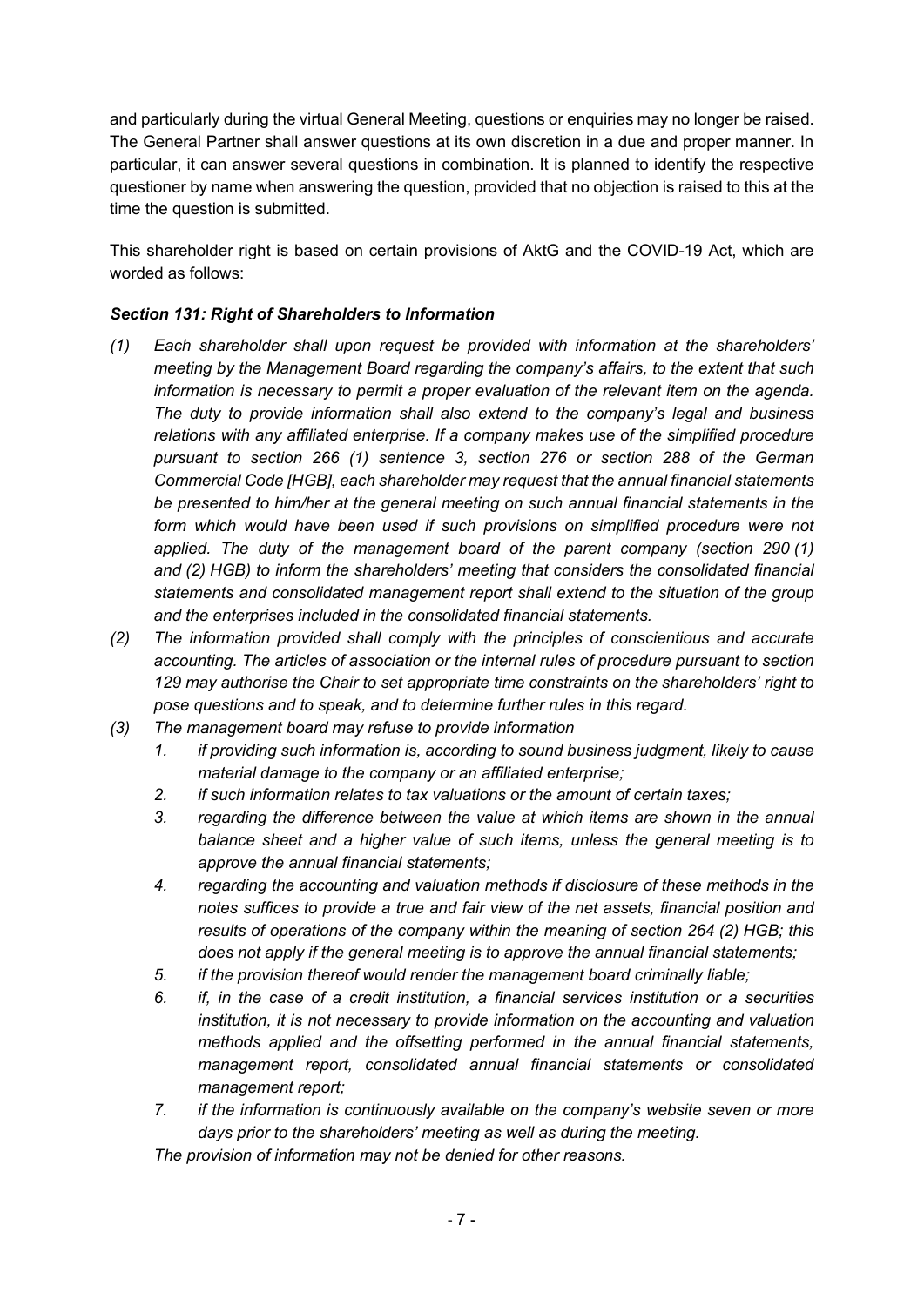and particularly during the virtual General Meeting, questions or enquiries may no longer be raised. The General Partner shall answer questions at its own discretion in a due and proper manner. In particular, it can answer several questions in combination. It is planned to identify the respective questioner by name when answering the question, provided that no objection is raised to this at the time the question is submitted.

This shareholder right is based on certain provisions of AktG and the COVID-19 Act, which are worded as follows:

***Section 131: Right of Shareholders to Information***

*(1) Each shareholder shall upon request be provided with information at the shareholders' meeting by the Management Board regarding the company's affairs, to the extent that such information is necessary to permit a proper evaluation of the relevant item on the agenda. The duty to provide information shall also extend to the company's legal and business relations with any affiliated enterprise. If a company makes use of the simplified procedure pursuant to section 266 (1) sentence 3, section 276 or section 288 of the German Commercial Code [HGB], each shareholder may request that the annual financial statements be presented to him/her at the general meeting on such annual financial statements in the form which would have been used if such provisions on simplified procedure were not applied. The duty of the management board of the parent company (section 290 (1) and (2) HGB) to inform the shareholders' meeting that considers the consolidated financial statements and consolidated management report shall extend to the situation of the group and the enterprises included in the consolidated financial statements.*

*(2) The information provided shall comply with the principles of conscientious and accurate accounting. The articles of association or the internal rules of procedure pursuant to section 129 may authorise the Chair to set appropriate time constraints on the shareholders' right to pose questions and to speak, and to determine further rules in this regard.*

*(3) The management board may refuse to provide information*

*1. if providing such information is, according to sound business judgment, likely to cause material damage to the company or an affiliated enterprise;*

*2. if such information relates to tax valuations or the amount of certain taxes;*

*3. regarding the difference between the value at which items are shown in the annual balance sheet and a higher value of such items, unless the general meeting is to approve the annual financial statements;*

*4. regarding the accounting and valuation methods if disclosure of these methods in the notes suffices to provide a true and fair view of the net assets, financial position and results of operations of the company within the meaning of section 264 (2) HGB; this does not apply if the general meeting is to approve the annual financial statements;*

*5. if the provision thereof would render the management board criminally liable;*

*6. if, in the case of a credit institution, a financial services institution or a securities institution, it is not necessary to provide information on the accounting and valuation methods applied and the offsetting performed in the annual financial statements, management report, consolidated annual financial statements or consolidated management report;*

*7. if the information is continuously available on the company's website seven or more days prior to the shareholders' meeting as well as during the meeting.*

*The provision of information may not be denied for other reasons.*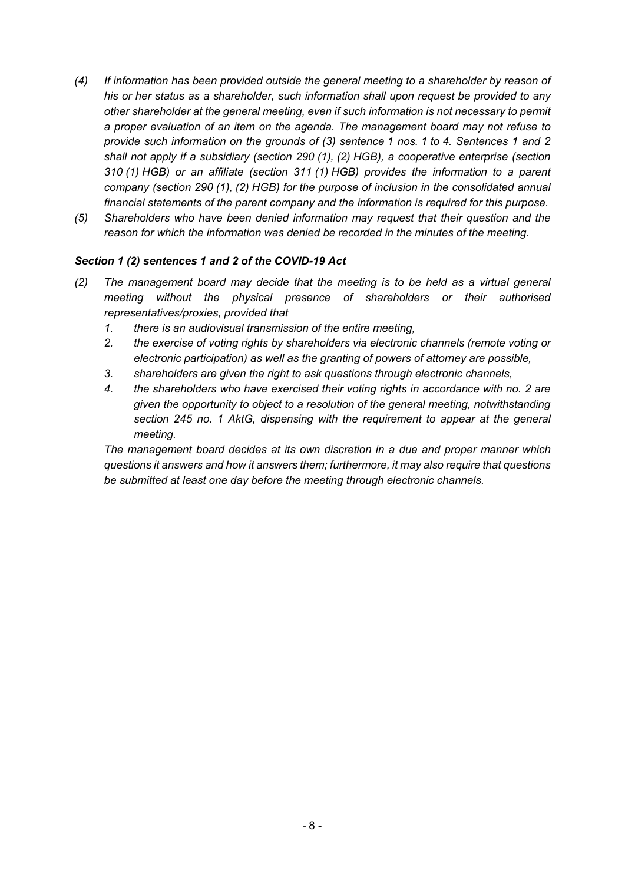*(4) If information has been provided outside the general meeting to a shareholder by reason of his or her status as a shareholder, such information shall upon request be provided to any other shareholder at the general meeting, even if such information is not necessary to permit a proper evaluation of an item on the agenda. The management board may not refuse to provide such information on the grounds of (3) sentence 1 nos. 1 to 4. Sentences 1 and 2 shall not apply if a subsidiary (section 290 (1), (2) HGB), a cooperative enterprise (section 310 (1) HGB) or an affiliate (section 311 (1) HGB) provides the information to a parent company (section 290 (1), (2) HGB) for the purpose of inclusion in the consolidated annual financial statements of the parent company and the information is required for this purpose.*

*(5) Shareholders who have been denied information may request that their question and the reason for which the information was denied be recorded in the minutes of the meeting.*

***Section 1 (2) sentences 1 and 2 of the COVID-19 Act***

*(2) The management board may decide that the meeting is to be held as a virtual general meeting without the physical presence of shareholders or their authorised representatives/proxies, provided that*

1. *there is an audiovisual transmission of the entire meeting,*
2. *the exercise of voting rights by shareholders via electronic channels (remote voting or electronic participation) as well as the granting of powers of attorney are possible,*
3. *shareholders are given the right to ask questions through electronic channels,*
4. *the shareholders who have exercised their voting rights in accordance with no. 2 are given the opportunity to object to a resolution of the general meeting, notwithstanding section 245 no. 1 AktG, dispensing with the requirement to appear at the general meeting.*

*The management board decides at its own discretion in a due and proper manner which questions it answers and how it answers them; furthermore, it may also require that questions be submitted at least one day before the meeting through electronic channels.*